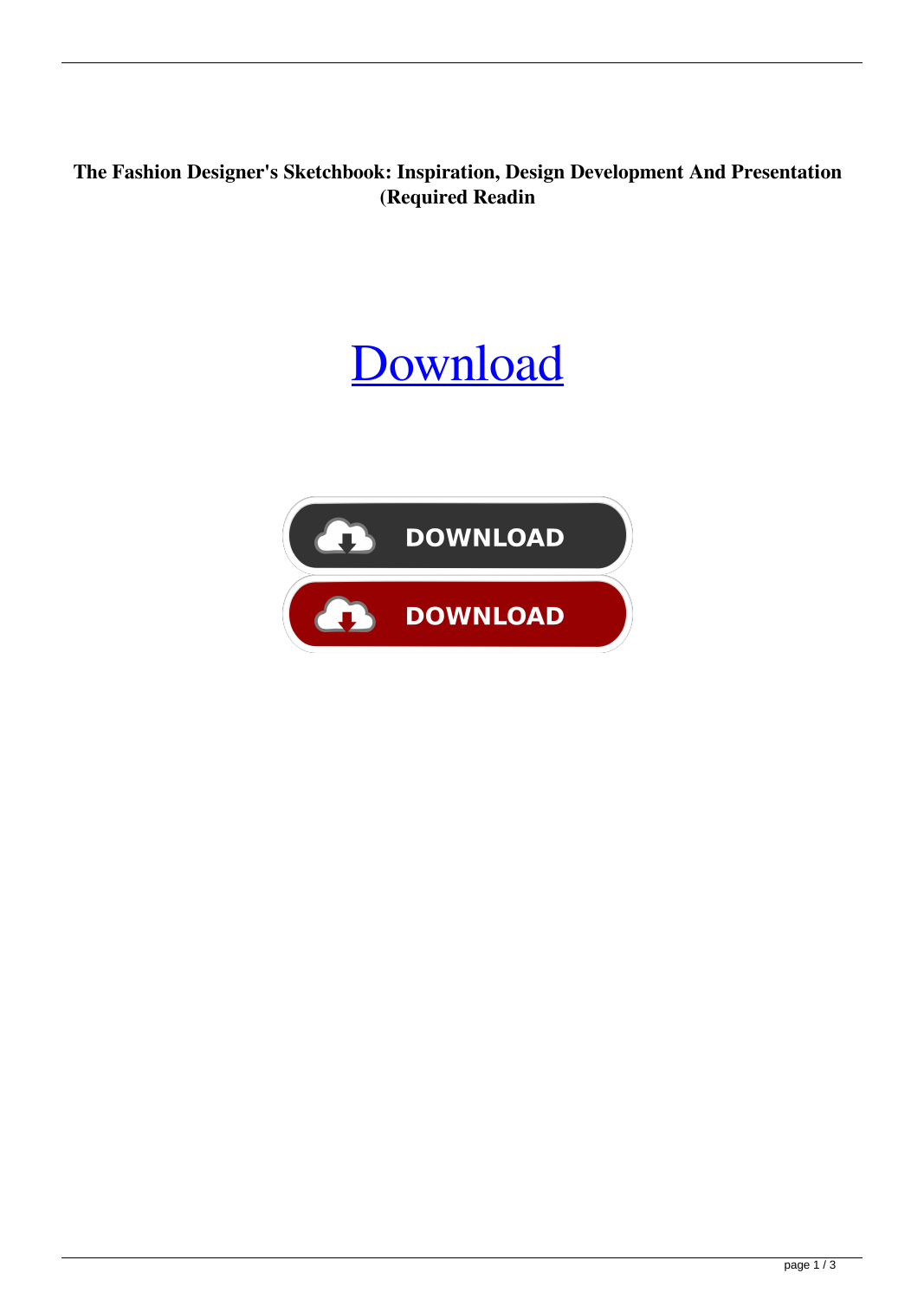**The Fashion Designer's Sketchbook: Inspiration, Design Development And Presentation (Required Readin**

# Download

DOWNLOAD

DOWNLOAD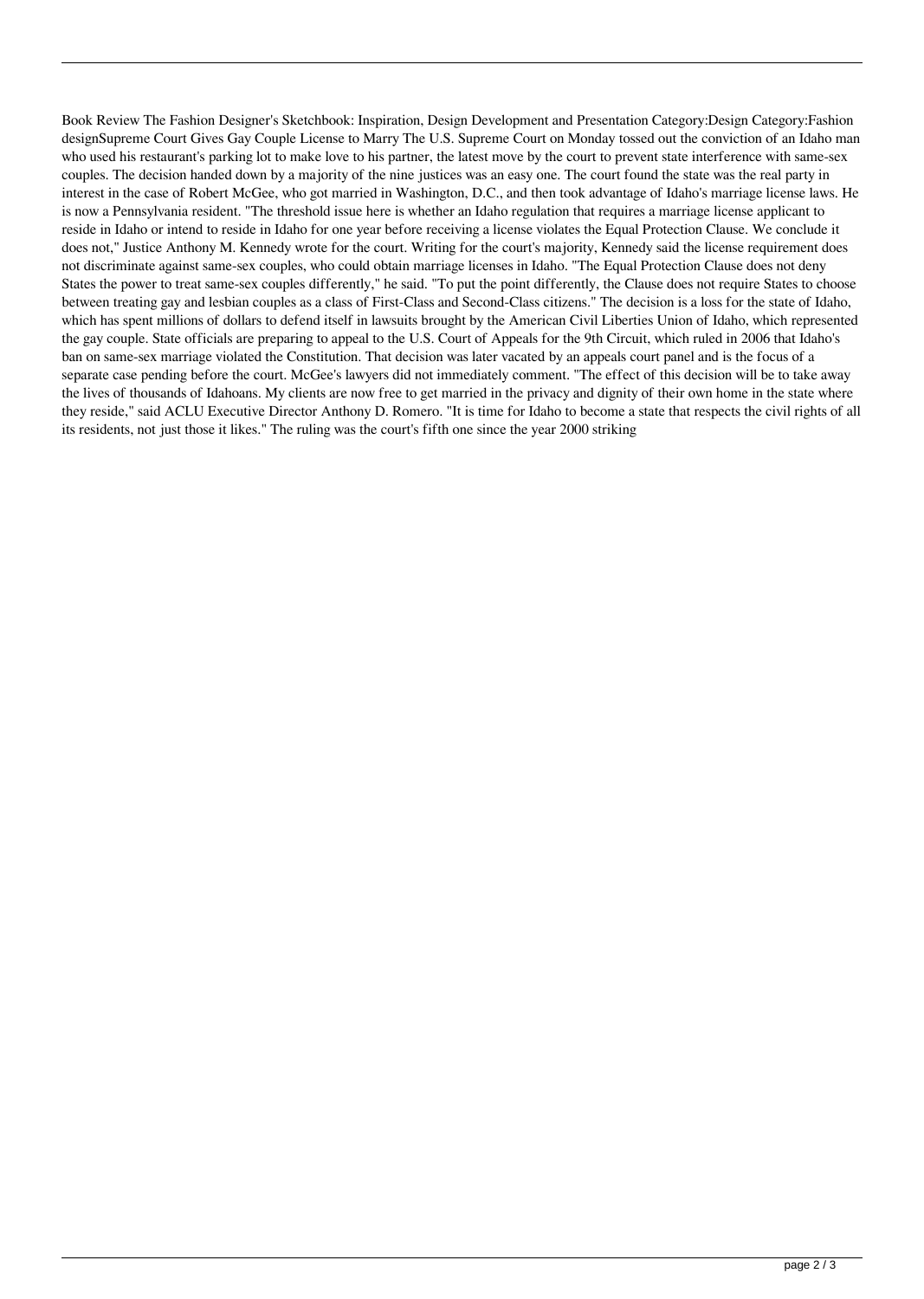Book Review The Fashion Designer's Sketchbook: Inspiration, Design Development and Presentation Category:Design Category:Fashion designSupreme Court Gives Gay Couple License to Marry The U.S. Supreme Court on Monday tossed out the conviction of an Idaho man who used his restaurant's parking lot to make love to his partner, the latest move by the court to prevent state interference with same-sex couples. The decision handed down by a majority of the nine justices was an easy one. The court found the state was the real party in interest in the case of Robert McGee, who got married in Washington, D.C., and then took advantage of Idaho's marriage license laws. He is now a Pennsylvania resident. "The threshold issue here is whether an Idaho regulation that requires a marriage license applicant to reside in Idaho or intend to reside in Idaho for one year before receiving a license violates the Equal Protection Clause. We conclude it does not," Justice Anthony M. Kennedy wrote for the court. Writing for the court's majority, Kennedy said the license requirement does not discriminate against same-sex couples, who could obtain marriage licenses in Idaho. "The Equal Protection Clause does not deny States the power to treat same-sex couples differently," he said. "To put the point differently, the Clause does not require States to choose between treating gay and lesbian couples as a class of First-Class and Second-Class citizens." The decision is a loss for the state of Idaho, which has spent millions of dollars to defend itself in lawsuits brought by the American Civil Liberties Union of Idaho, which represented the gay couple. State officials are preparing to appeal to the U.S. Court of Appeals for the 9th Circuit, which ruled in 2006 that Idaho's ban on same-sex marriage violated the Constitution. That decision was later vacated by an appeals court panel and is the focus of a separate case pending before the court. McGee's lawyers did not immediately comment. "The effect of this decision will be to take away the lives of thousands of Idahoans. My clients are now free to get married in the privacy and dignity of their own home in the state where they reside," said ACLU Executive Director Anthony D. Romero. "It is time for Idaho to become a state that respects the civil rights of all its residents, not just those it likes." The ruling was the court's fifth one since the year 2000 striking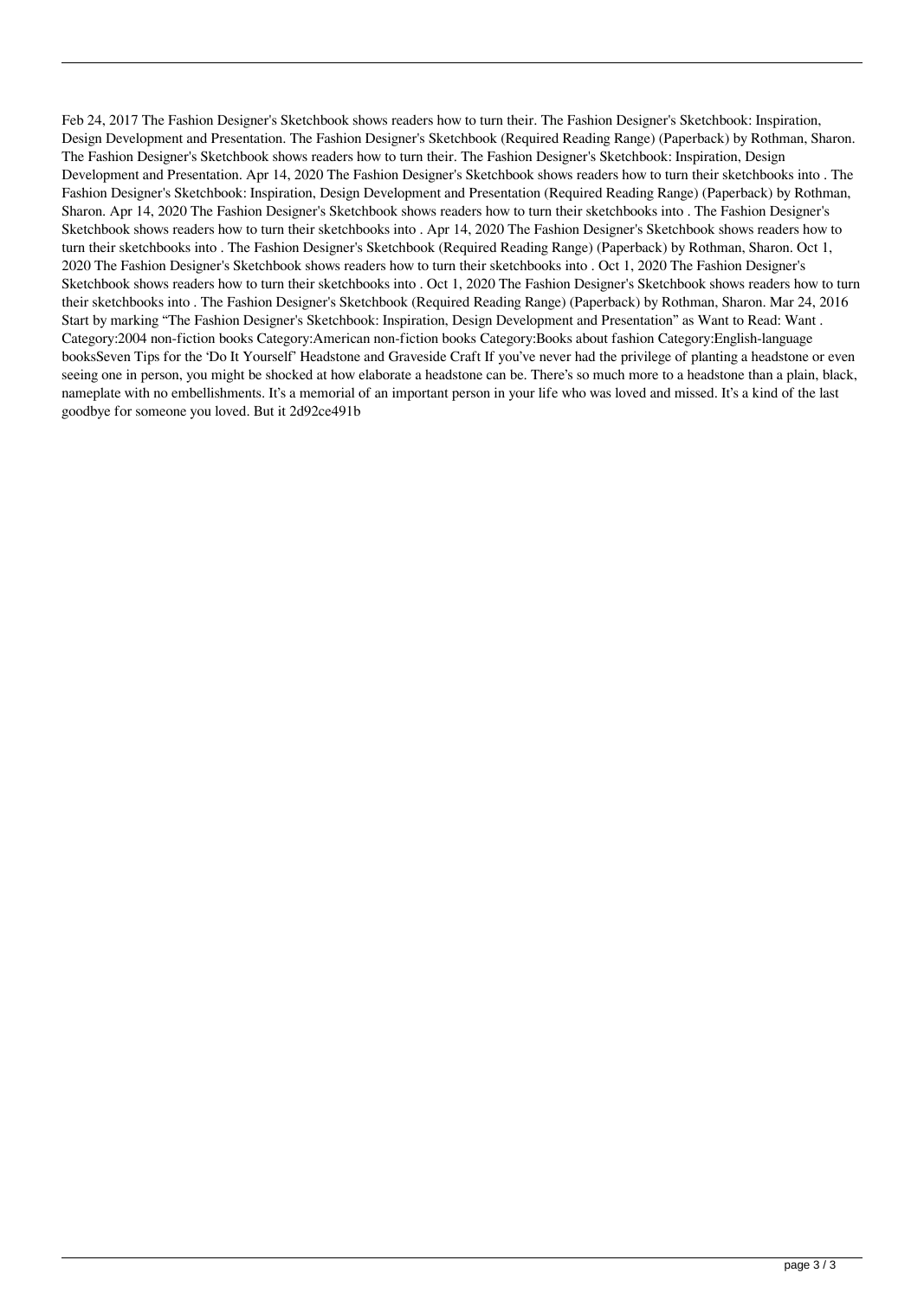Feb 24, 2017 The Fashion Designer's Sketchbook shows readers how to turn their. The Fashion Designer's Sketchbook: Inspiration, Design Development and Presentation. The Fashion Designer's Sketchbook (Required Reading Range) (Paperback) by Rothman, Sharon. The Fashion Designer's Sketchbook shows readers how to turn their. The Fashion Designer's Sketchbook: Inspiration, Design Development and Presentation. Apr 14, 2020 The Fashion Designer's Sketchbook shows readers how to turn their sketchbooks into . The Fashion Designer's Sketchbook: Inspiration, Design Development and Presentation (Required Reading Range) (Paperback) by Rothman, Sharon. Apr 14, 2020 The Fashion Designer's Sketchbook shows readers how to turn their sketchbooks into . The Fashion Designer's Sketchbook shows readers how to turn their sketchbooks into . Apr 14, 2020 The Fashion Designer's Sketchbook shows readers how to turn their sketchbooks into . The Fashion Designer's Sketchbook (Required Reading Range) (Paperback) by Rothman, Sharon. Oct 1, 2020 The Fashion Designer's Sketchbook shows readers how to turn their sketchbooks into . Oct 1, 2020 The Fashion Designer's Sketchbook shows readers how to turn their sketchbooks into . Oct 1, 2020 The Fashion Designer's Sketchbook shows readers how to turn their sketchbooks into . The Fashion Designer's Sketchbook (Required Reading Range) (Paperback) by Rothman, Sharon. Mar 24, 2016 Start by marking "The Fashion Designer's Sketchbook: Inspiration, Design Development and Presentation" as Want to Read: Want . Category:2004 non-fiction books Category:American non-fiction books Category:Books about fashion Category:English-language booksSeven Tips for the 'Do It Yourself' Headstone and Graveside Craft If you've never had the privilege of planting a headstone or even seeing one in person, you might be shocked at how elaborate a headstone can be. There's so much more to a headstone than a plain, black, nameplate with no embellishments. It's a memorial of an important person in your life who was loved and missed. It's a kind of the last goodbye for someone you loved. But it 2d92ce491b